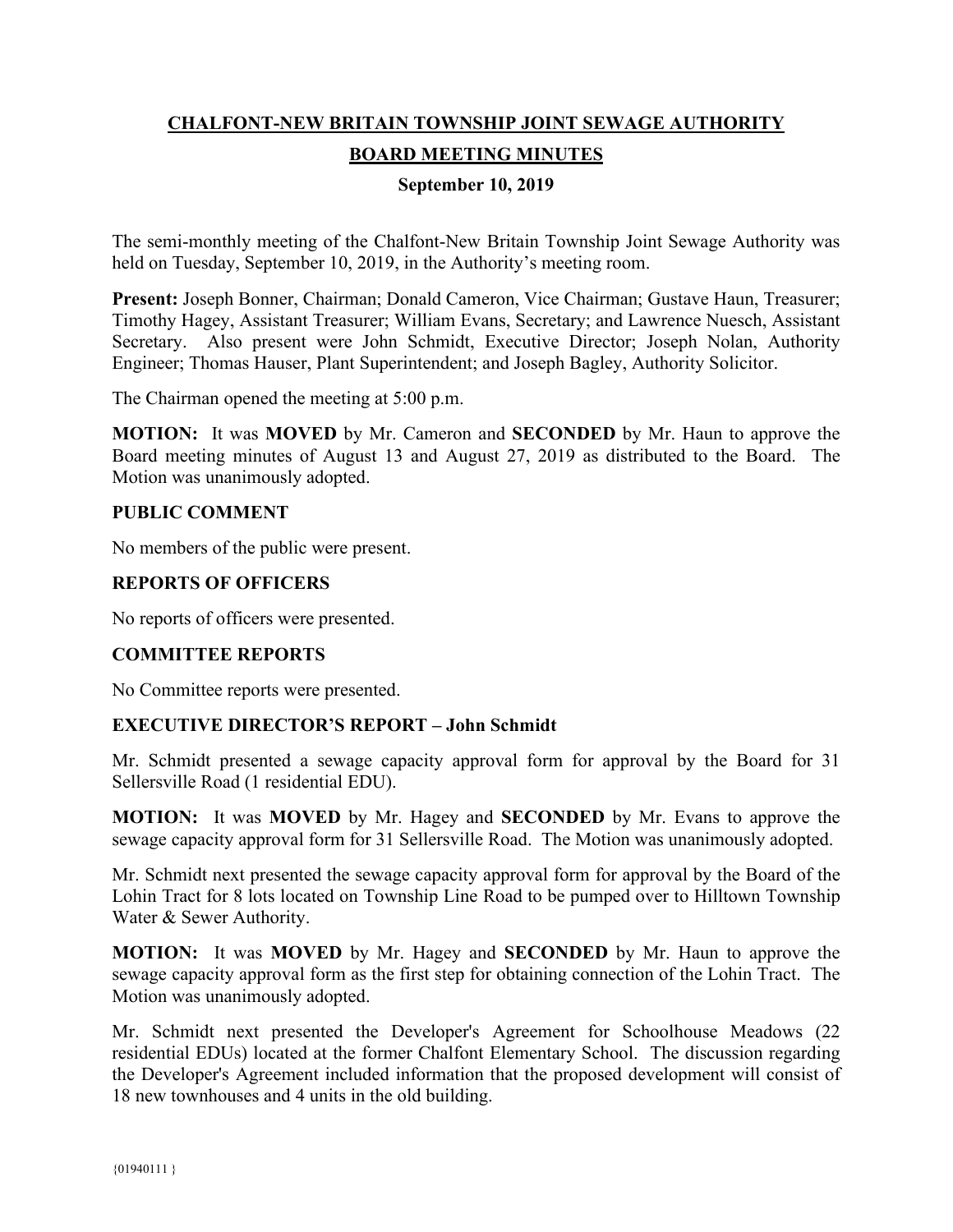# CHALFONT-NEW BRITAIN TOWNSHIP JOINT SEWAGE AUTHORITY

## BOARD MEETING MINUTES

### September 10, 2019

The semi-monthly meeting of the Chalfont-New Britain Township Joint Sewage Authority was held on Tuesday, September 10, 2019, in the Authority's meeting room.

**Present:** Joseph Bonner, Chairman; Donald Cameron, Vice Chairman; Gustave Haun, Treasurer; Timothy Hagey, Assistant Treasurer; William Evans, Secretary; and Lawrence Nuesch, Assistant Secretary. Also present were John Schmidt, Executive Director; Joseph Nolan, Authority Engineer; Thomas Hauser, Plant Superintendent; and Joseph Bagley, Authority Solicitor.

The Chairman opened the meeting at 5:00 p.m.

**MOTION:** It was **MOVED** by Mr. Cameron and **SECONDED** by Mr. Haun to approve the Board meeting minutes of August 13 and August 27, 2019 as distributed to the Board. The Motion was unanimously adopted.

**PUBLIC COMMENT**

No members of the public were present.

**REPORTS OF OFFICERS**

No reports of officers were presented.

**COMMITTEE REPORTS**

No Committee reports were presented.

**EXECUTIVE DIRECTOR'S REPORT – John Schmidt**

Mr. Schmidt presented a sewage capacity approval form for approval by the Board for 31 Sellersville Road (1 residential EDU).

**MOTION:** It was **MOVED** by Mr. Hagey and **SECONDED** by Mr. Evans to approve the sewage capacity approval form for 31 Sellersville Road. The Motion was unanimously adopted.

Mr. Schmidt next presented the sewage capacity approval form for approval by the Board of the Lohin Tract for 8 lots located on Township Line Road to be pumped over to Hilltown Township Water & Sewer Authority.

**MOTION:** It was **MOVED** by Mr. Hagey and **SECONDED** by Mr. Haun to approve the sewage capacity approval form as the first step for obtaining connection of the Lohin Tract. The Motion was unanimously adopted.

Mr. Schmidt next presented the Developer's Agreement for Schoolhouse Meadows (22 residential EDUs) located at the former Chalfont Elementary School. The discussion regarding the Developer's Agreement included information that the proposed development will consist of 18 new townhouses and 4 units in the old building.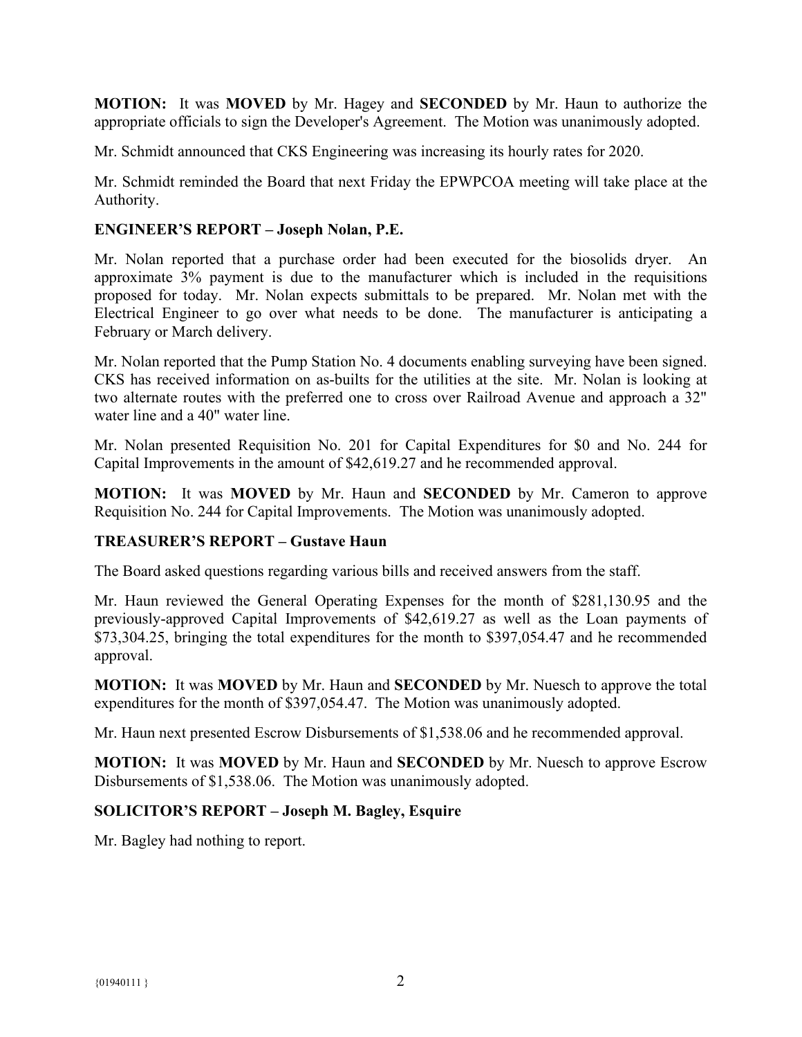**MOTION:** It was **MOVED** by Mr. Hagey and **SECONDED** by Mr. Haun to authorize the appropriate officials to sign the Developer's Agreement. The Motion was unanimously adopted.

Mr. Schmidt announced that CKS Engineering was increasing its hourly rates for 2020.

Mr. Schmidt reminded the Board that next Friday the EPWPCOA meeting will take place at the Authority.

**ENGINEER'S REPORT – Joseph Nolan, P.E.**

Mr. Nolan reported that a purchase order had been executed for the biosolids dryer. An approximate 3% payment is due to the manufacturer which is included in the requisitions proposed for today. Mr. Nolan expects submittals to be prepared. Mr. Nolan met with the Electrical Engineer to go over what needs to be done. The manufacturer is anticipating a February or March delivery.

Mr. Nolan reported that the Pump Station No. 4 documents enabling surveying have been signed. CKS has received information on as-builts for the utilities at the site. Mr. Nolan is looking at two alternate routes with the preferred one to cross over Railroad Avenue and approach a 32" water line and a 40" water line.

Mr. Nolan presented Requisition No. 201 for Capital Expenditures for $0 and No. 244 for Capital Improvements in the amount of $42,619.27 and he recommended approval.

**MOTION:** It was **MOVED** by Mr. Haun and **SECONDED** by Mr. Cameron to approve Requisition No. 244 for Capital Improvements. The Motion was unanimously adopted.

**TREASURER'S REPORT – Gustave Haun**

The Board asked questions regarding various bills and received answers from the staff.

Mr. Haun reviewed the General Operating Expenses for the month of $281,130.95 and the previously-approved Capital Improvements of $42,619.27 as well as the Loan payments of $73,304.25, bringing the total expenditures for the month to $397,054.47 and he recommended approval.

**MOTION:** It was **MOVED** by Mr. Haun and **SECONDED** by Mr. Nuesch to approve the total expenditures for the month of $397,054.47. The Motion was unanimously adopted.

Mr. Haun next presented Escrow Disbursements of $1,538.06 and he recommended approval.

**MOTION:** It was **MOVED** by Mr. Haun and **SECONDED** by Mr. Nuesch to approve Escrow Disbursements of $1,538.06. The Motion was unanimously adopted.

**SOLICITOR'S REPORT – Joseph M. Bagley, Esquire**

Mr. Bagley had nothing to report.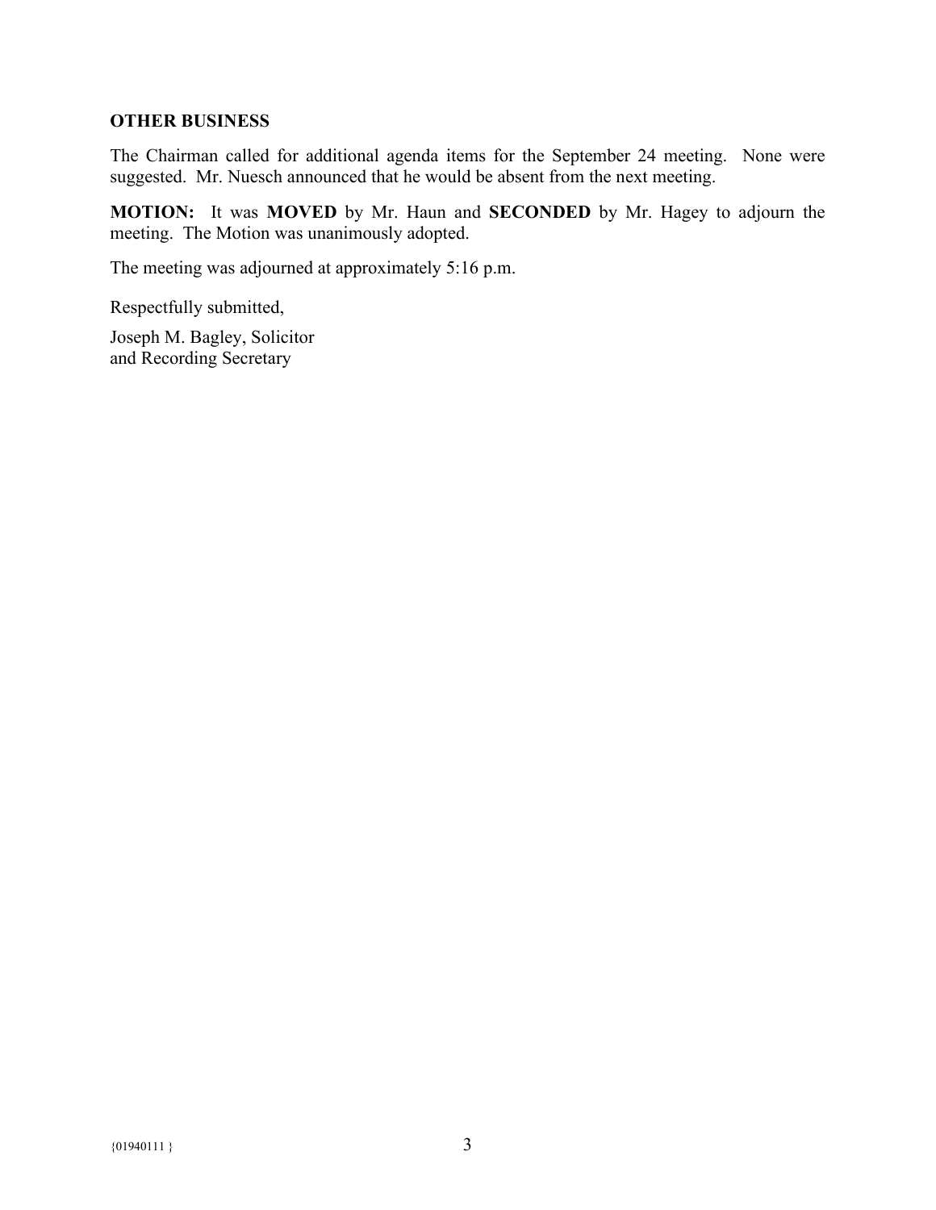**OTHER BUSINESS**

The Chairman called for additional agenda items for the September 24 meeting. None were suggested. Mr. Nuesch announced that he would be absent from the next meeting.

**MOTION:** It was **MOVED** by Mr. Haun and **SECONDED** by Mr. Hagey to adjourn the meeting. The Motion was unanimously adopted.

The meeting was adjourned at approximately 5:16 p.m.

Respectfully submitted,

Joseph M. Bagley, Solicitor
and Recording Secretary

{01940111 }